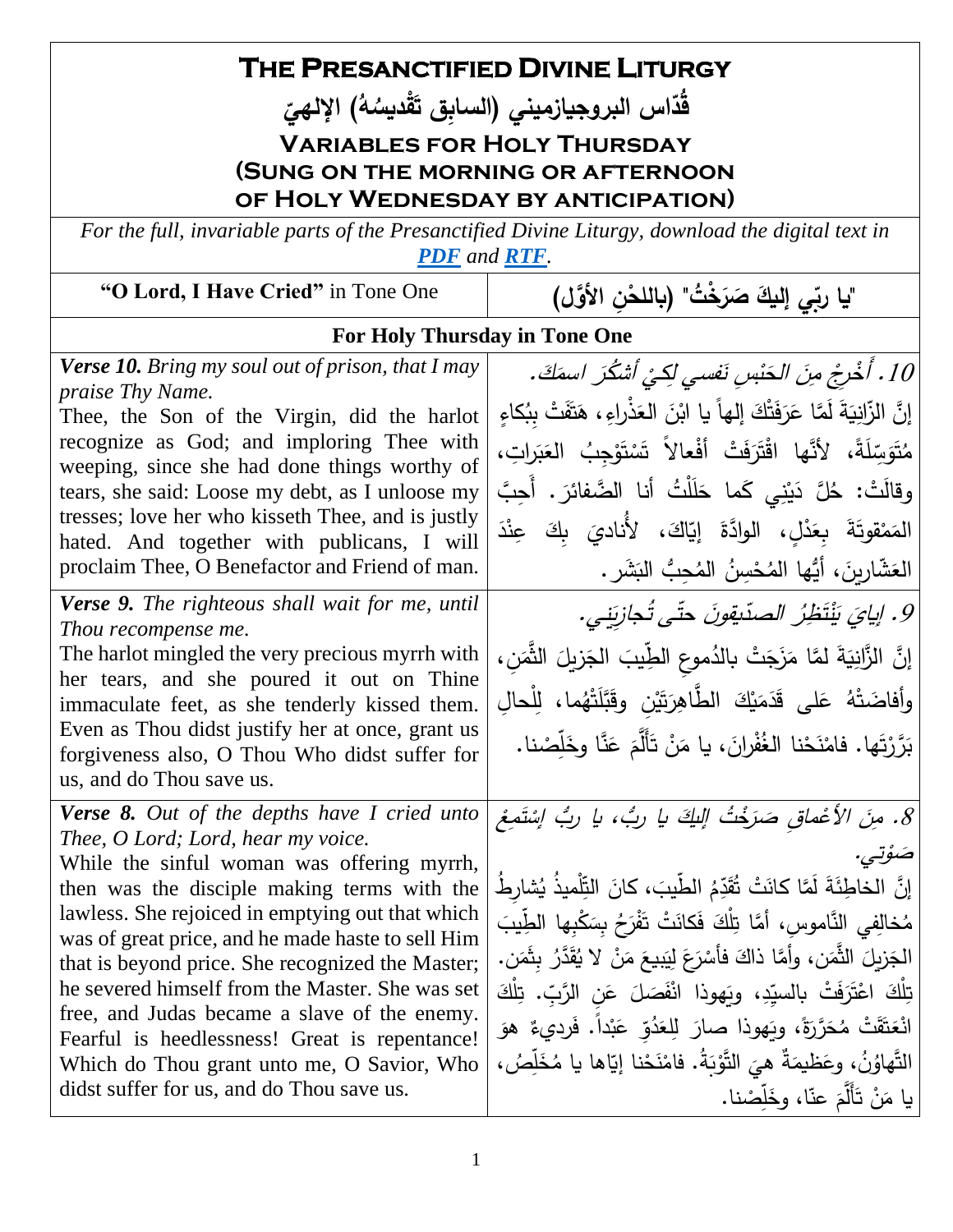# The Presanctified Divine Liturgy

## قُدّاس البروجيازميني (السابِق تَقْديسُهُ) الإلهيّ

## Variables for Holy Thursday (Sung on the morning or afternoon of Holy Wednesday by anticipation)

*For the full, invariable parts of the Presanctified Divine Liturgy, download the digital text in PDF and RTF.*

| "O Lord, I Have Cried" in Tone One | "يا ربّي إليكَ صَرَخْتُ" (باللحْنِ الأوَّل) |
|---|---|
| **For Holy Thursday in Tone One** | |
| ***Verse 10.*** *Bring my soul out of prison, that I may praise Thy Name.* Thee, the Son of the Virgin, did the harlot recognize as God; and imploring Thee with weeping, since she had done things worthy of tears, she said: Loose my debt, as I unloose my tresses; love her who kisseth Thee, and is justly hated. And together with publicans, I will proclaim Thee, O Benefactor and Friend of man. | *10. أَخْرِجْ مِنَ الحَبْسِ نَفسي لِكَيْ أَشكُرَ اسمَكَ.* إنَّ الزّانِيَةَ لَمَّا عَرَفَتْكَ إلهاً يا ابْنَ العَذْراءِ، هَتَفَتْ بِبُكاءٍ مُتَوَسِّلَةً، لأنَّها اقْتَرَفَتْ أفْعالاً تَسْتَوْجِبُ العَبَراتِ، وقالَتْ: حُلَّ دَيْني كَما حَلَلْتُ أنا الضَّفائرَ. أَحِبَّ المَمْقوتَةَ بِعَدْلٍ، الوادَّةَ إيّاكَ، لأُناديَ بِكَ عِنْدَ العَشّارينَ، أيُّها المُحْسِنُ المُحِبُّ البَشَر. |
| ***Verse 9.*** *The righteous shall wait for me, until Thou recompense me.* The harlot mingled the very precious myrrh with her tears, and she poured it out on Thine immaculate feet, as she tenderly kissed them. Even as Thou didst justify her at once, grant us forgiveness also, O Thou Who didst suffer for us, and do Thou save us. | *9. إيايَ يَنْتَظِرُ الصدّيقونَ حتّى تُجازِيَني.* إنَّ الزّانِيَةَ لمَّا مَزَجَتْ بالدُموعِ الطِّيبَ الجَزيلَ الثَّمَنِ، وأفاضَتْهُ عَلى قَدَمَيْكَ الطَّاهِرَتَيْنِ وقَبَّلَتْهُما، لِلْحالِ بَرَّرْتَها. فامْنَحْنا الغُفْرانَ، يا مَنْ تَألَّمَ عَنَّا وخَلِّصْنا. |
| ***Verse 8.*** *Out of the depths have I cried unto Thee, O Lord; Lord, hear my voice.* While the sinful woman was offering myrrh, then was the disciple making terms with the lawless. She rejoiced in emptying out that which was of great price, and he made haste to sell Him that is beyond price. She recognized the Master; he severed himself from the Master. She was set free, and Judas became a slave of the enemy. Fearful is heedlessness! Great is repentance! Which do Thou grant unto me, O Savior, Who didst suffer for us, and do Thou save us. | *8. مِنَ الأعْماقِ صَرَخْتُ إليكَ يا ربُّ، يا ربُّ إسْتَمِعْ صَوْتي.* إنَّ الخاطِئَةَ لَمّا كانَتْ تُقَدِّمُ الطِّيبَ، كانَ التِّلْميذُ يُشارِطُ مُخالِفي النّاموسِ، أمَّا تِلْكَ فَكانَتْ تَفْرَحُ بِسَكْبِها الطِّيبَ الجَزيلَ الثَّمَن، وأمَّا ذاكَ فأسْرَعَ لِيَبيعَ مَنْ لا يُقَدَّرُ بِثَمَن. تِلْكَ اعْتَرَفَتْ بالسيِّدِ، ويَهوذا انْفَصَلَ عَنِ الرَّبِّ. تِلْكَ انْعَتَقَتْ مُحَرَّرَةً، ويَهوذا صارَ لِلعَدُوِّ عَبْداً. فَرديءٌ هوَ التَّهاوُنُ، وعَظيمَةٌ هيَ التَّوْبَةُ. فامْنَحْنا إيّاها يا مُخَلِّصُ، يا مَنْ تَألَّمَ عنّا، وخَلِّصْنا. |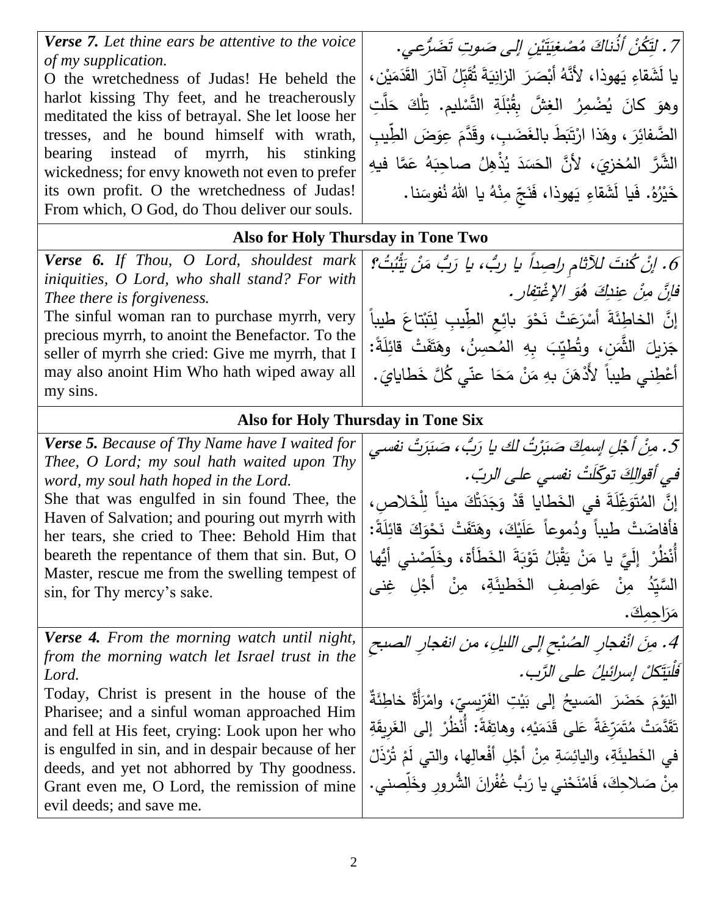| | |
|---|---|
| ***Verse 7.*** *Let thine ears be attentive to the voice of my supplication.* O the wretchedness of Judas! He beheld the harlot kissing Thy feet, and he treacherously meditated the kiss of betrayal. She let loose her tresses, and he bound himself with wrath, bearing instead of myrrh, his stinking wickedness; for envy knoweth not even to prefer its own profit. O the wretchedness of Judas! From which, O God, do Thou deliver our souls. | *7. لِتَكُنْ أُذُناكَ مُصْغِيَتَيْنِ إلى صَوتِ تَضَرُّعي.* يا لَشَقاءِ يَهوذا، لأنَّهُ أبْصَرَ الزانِيَةَ تُقَبِّلُ آثارَ القَدَمَيْن، وهوَ كانَ يُضْمِرُ الغِشَّ بِقُبْلَةِ التَّسْليم. تِلْكَ حَلَّتِ الضَّفائِرَ، وهَذا ارْتَبَطَ بالغَضَبِ، وقَدَّمَ عِوَضَ الطِّيبِ الشَّرَّ المُخزيَ، لأنَّ الحَسَدَ يُذْهِلُ صاحِبَهُ عَمَّا فيهِ خَيْرُهُ. فَيا لَشَقاءِ يَهوذا، فَنَجِّ مِنْهُ يا اللهُ نُفوسَنا. |

**Also for Holy Thursday in Tone Two**

| | |
|---|---|
| ***Verse 6.*** *If Thou, O Lord, shouldest mark iniquities, O Lord, who shall stand? For with Thee there is forgiveness.* The sinful woman ran to purchase myrrh, very precious myrrh, to anoint the Benefactor. To the seller of myrrh she cried: Give me myrrh, that I may also anoint Him Who hath wiped away all my sins. | *6. إنْ كُنتَ للآثامِ راصِداً يا ربُّ، يا رَبُّ مَنْ يَثْبُتُ؟ فإنَّ مِنْ عِندِكَ هُوَ الإغْتِفار.* إنَّ الخاطِئَةَ أسْرَعَتْ نَحْوَ بائِعِ الطِّيبِ لِتَبْتاعَ طيباً جَزيلَ الثَّمَنِ، وتُطيِّبَ بِهِ المُحسِنُ، وهَتَفَتْ قائِلَةً: أعْطِني طيباً لأدْهَنَ بهِ مَنْ مَحَا عنّي كُلَّ خَطايايَ. |

**Also for Holy Thursday in Tone Six**

| | |
|---|---|
| ***Verse 5.*** *Because of Thy Name have I waited for Thee, O Lord; my soul hath waited upon Thy word, my soul hath hoped in the Lord.* She that was engulfed in sin found Thee, the Haven of Salvation; and pouring out myrrh with her tears, she cried to Thee: Behold Him that beareth the repentance of them that sin. But, O Master, rescue me from the swelling tempest of sin, for Thy mercy's sake. | *5. مِنْ أَجْلِ إسمِكَ صَبَرْتُ لك يا رَبُّ، صَبَرَتْ نفسي في أقوالِكَ توكّلَتْ نفسي على الربّ.* إنَّ المُتَوَغِّلَةَ في الخَطايا قَدْ وَجَدَتْكَ ميناً لِلْخَلاصِ، فأفاضَتْ طيباً ودُموعاً عَلَيْكَ، وهَتَفَتْ نَحْوَكَ قائِلَةً: أُنْظُرْ إلَيَّ يا مَنْ يَقْبَلُ تَوْبَةَ الخَطَأة، وخَلِّصْني أيُّها السَّيِّدُ مِنْ عَواصِفِ الخَطيئَةِ، مِنْ أجْلِ غِنى مَراحِمِكَ. |
| ***Verse 4.*** *From the morning watch until night, from the morning watch let Israel trust in the Lord.* Today, Christ is present in the house of the Pharisee; and a sinful woman approached Him and fell at His feet, crying: Look upon her who is engulfed in sin, and in despair because of her deeds, and yet not abhorred by Thy goodness. Grant even me, O Lord, the remission of mine evil deeds; and save me. | *4. مِنَ انْفجارِ الصُبْحِ إلى الليلِ، من انفجارِ الصبحِ فَلْيَتَكلْ إسرائيلُ على الرَّب.* اليَوْمَ حَضَرَ المَسيحُ إلى بَيْتِ الفَرّيسيّ، وامْرَأَةٌ خاطِئَةٌ تَقَدَّمَتْ مُتَمَرِّغَةً عَلى قَدَمَيْهِ، وهاتِفَةً: أُنْظُرْ إلى الغَريقَةِ في الخَطيئَةِ، واليائِسَةِ مِنْ أجْلِ أفْعالِها، والتي لَمْ تُرْذَلْ مِنْ صَلاحِكَ، فَامْنَحْني يا رَبُّ غُفْرانَ الشُّرورِ وخَلِّصني. |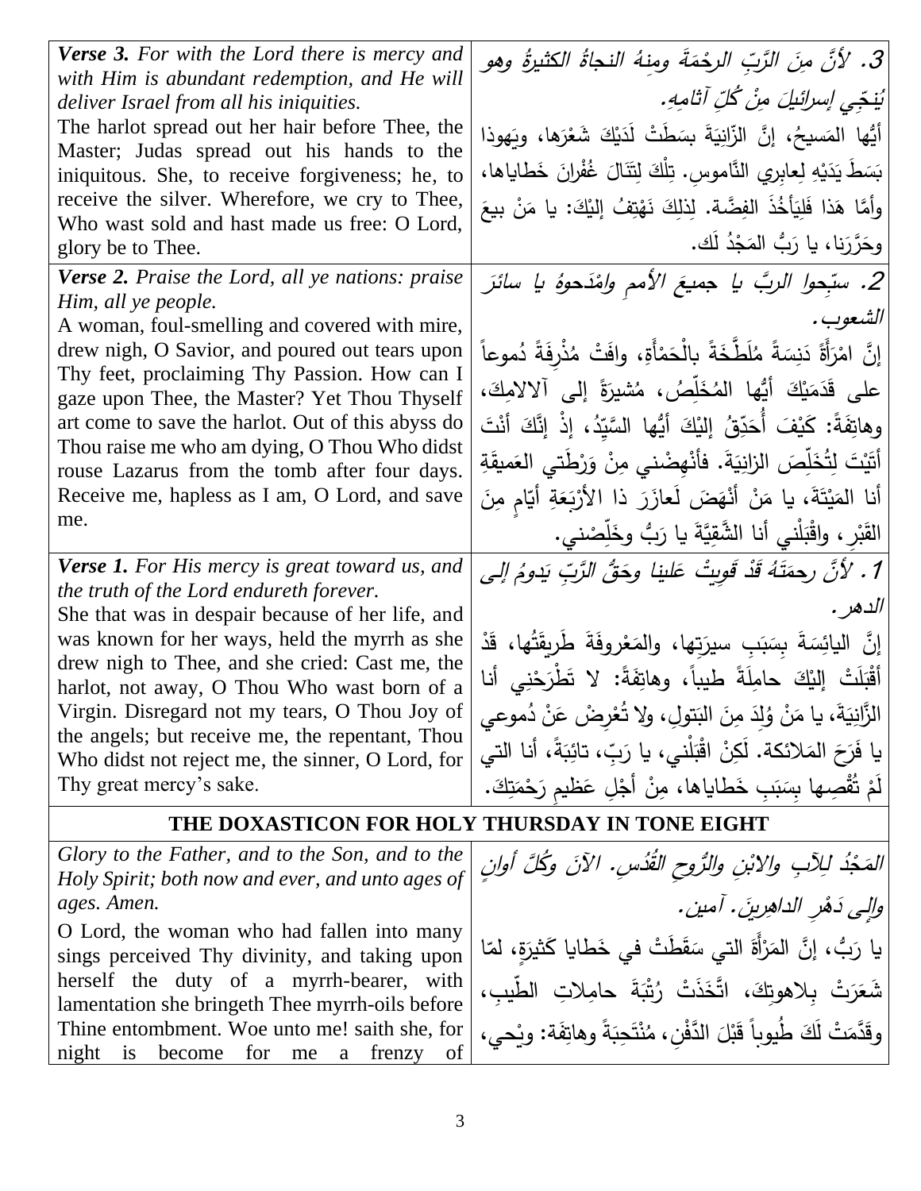| | |
|---|---|
| ***Verse 3.*** *For with the Lord there is mercy and with Him is abundant redemption, and He will deliver Israel from all his iniquities.*<br>The harlot spread out her hair before Thee, the Master; Judas spread out his hands to the iniquitous. She, to receive forgiveness; he, to receive the silver. Wherefore, we cry to Thee, Who wast sold and hast made us free: O Lord, glory be to Thee. | *3. لأنَّ مِنَ الرَّبِ الرحْمَةَ ومِنهُ النجاةُ الكثيرةُ وهو يُنجّي إسرائيلَ مِنْ كُلِّ آثامِهِ.*<br>أيُّها المَسيحُ، إنَّ الزّانِيَةَ بسَطَتْ لَدَيْكَ شَعْرَها، ويَهوذا بَسَطَ يَدَيْهِ لِعابِري النَّاموسِ. تِلْكَ لِتَنَالَ غُفْرانَ خَطاياها، وأمَّا هَذا فَلِيَأخُذَ الفِضَّة. لِذلِكَ نَهْتِفُ إليْكَ: يا مَنْ بيعَ وحَرَّرَنا، يا رَبُّ المَجْدُ لَك. |
| ***Verse 2.*** *Praise the Lord, all ye nations: praise Him, all ye people.*<br>A woman, foul-smelling and covered with mire, drew nigh, O Savior, and poured out tears upon Thy feet, proclaiming Thy Passion. How can I gaze upon Thee, the Master? Yet Thou Thyself art come to save the harlot. Out of this abyss do Thou raise me who am dying, O Thou Who didst rouse Lazarus from the tomb after four days. Receive me, hapless as I am, O Lord, and save me. | *2. سبّحوا الربَّ يا جميعَ الأممِ وامْدَحوهُ يا سائرَ الشعوب.*<br>إنَّ امْرَأةً دَنِسَةً مُلَطَّخَةً بالْحَمْأةِ، وافَتْ مُذْرِفَةً دُموعاً على قَدَمَيْكَ أيُّها المُخَلِّصُ، مُشيرَةً إلى آلالامِكَ، وهاتِفَةً: كَيْفَ أُحَدِّقُ إليْكَ أيُّها السَّيِّدُ، إذْ إنَّكَ أنْتَ أتَيْتَ لِتُخَلِّصَ الزانِيَةَ. فأنْهِضْني مِنْ وَرْطَتي العَميقَةِ أنا المَيْتَةَ، يا مَنْ أنْهَضَ لَعازَرَ ذا الأرْبَعَةِ أيّامٍ مِنَ القَبْرِ، واقْبَلْني أنا الشَّقِيَّةَ يا رَبُّ وخَلِّصْني. |
| ***Verse 1.*** *For His mercy is great toward us, and the truth of the Lord endureth forever.*<br>She that was in despair because of her life, and was known for her ways, held the myrrh as she drew nigh to Thee, and she cried: Cast me, the harlot, not away, O Thou Who wast born of a Virgin. Disregard not my tears, O Thou Joy of the angels; but receive me, the repentant, Thou Who didst not reject me, the sinner, O Lord, for Thy great mercy's sake. | *1. لأنَّ رحمَتَهُ قَدْ قَويتْ عَلينا وحَقُّ الرَّبِ يَدومُ إلى الدهر.*<br>إنَّ اليائِسَةَ بِسَبَبِ سيرَتِها، والمَعْروفَةَ طَريقَتُها، قَدْ أقْبَلَتْ إليْكَ حامِلَةً طيباً، وهاتِفَةً: لا تَطْرَحْني أنا الزَّانِيَةَ، يا مَنْ وُلِدَ مِنَ البَتولِ، ولا تُعْرِضْ عَنْ دُموعي يا فَرَحَ المَلائكة. لَكِنْ اقْبَلْني، يا رَبِّ، تائِبَةً، أنا التي لَمْ تُقْصِها بِسَبَبِ خَطاياها، مِنْ أجْلِ عَظيمِ رَحْمَتِكَ. |

**THE DOXASTICON FOR HOLY THURSDAY IN TONE EIGHT**

| | |
|---|---|
| *Glory to the Father, and to the Son, and to the Holy Spirit; both now and ever, and unto ages of ages. Amen.*<br>O Lord, the woman who had fallen into many sings perceived Thy divinity, and taking upon herself the duty of a myrrh-bearer, with lamentation she bringeth Thee myrrh-oils before Thine entombment. Woe unto me! saith she, for night is become for me a frenzy of | *المَجْدُ لِلآبِ والابْنِ والرُّوحِ القُدُسِ. الآنَ وكُلَّ أوانٍ وإلى دَهْرِ الداهِرينَ. آمين.*<br>يا رَبُّ، إنَّ المَرْأةَ التي سَقَطَتْ في خَطايا كَثيرَةٍ، لمّا شَعَرَتْ بِلاهوتِكَ، اتَّخَذَتْ رُتْبَةَ حامِلاتِ الطّيبِ، وقَدَّمَتْ لَكَ طُيوباً قَبْلَ الدَّفْنِ، مُنْتَحِبَةً وهاتِفَة: ويْحي، |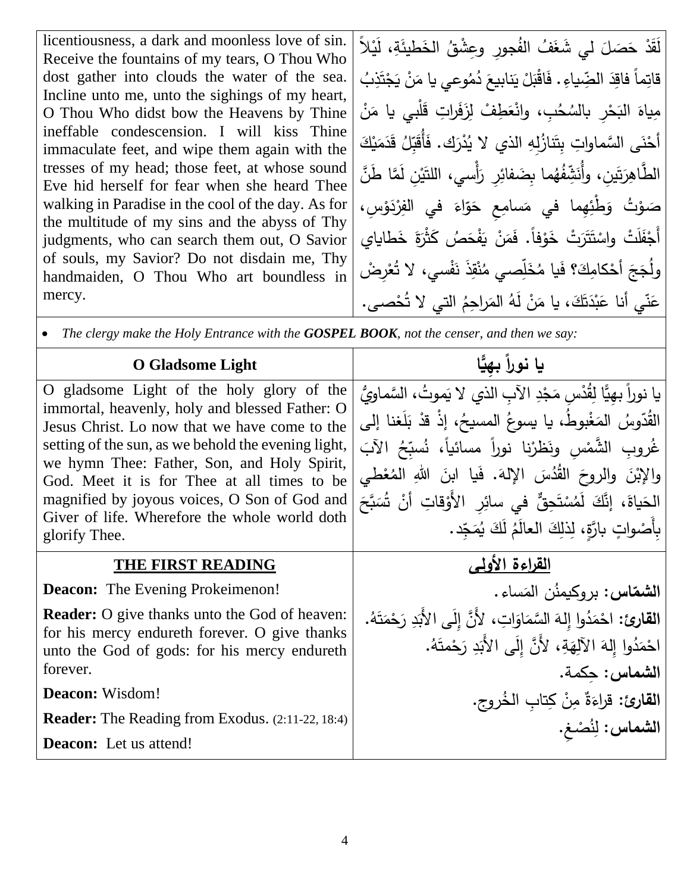| licentiousness, a dark and moonless love of sin. Receive the fountains of my tears, O Thou Who dost gather into clouds the water of the sea. Incline unto me, unto the sighings of my heart, O Thou Who didst bow the Heavens by Thine ineffable condescension. I will kiss Thine immaculate feet, and wipe them again with the tresses of my head; those feet, at whose sound Eve hid herself for fear when she heard Thee walking in Paradise in the cool of the day. As for the multitude of my sins and the abyss of Thy judgments, who can search them out, O Savior of souls, my Savior? Do not disdain me, Thy handmaiden, O Thou Who art boundless in mercy. | لَقَدْ حَصَلَ لي شَغَفُ الفُجورِ وعِشْقُ الخَطيئَةِ، لَيْلاً قاتِماً فاقِدَ الضِّياءِ. فَاقْبَلْ يَنابيعَ دُموعي يا مَنْ يَجْتَذِبُ مِياهَ البَحْرِ بالسُحُبِ، وانْعَطِفْ لِزَفَراتِ قَلْبي يا مَنْ أَحْنَى السَّماواتِ بِتَنازُلِهِ الذي لا يُدْرَك. فَأُقَبِّلُ قَدَمَيْكَ الطَّاهِرَتَين، وأُنَشِّفُهُما بِضَفائِرِ رَأْسي، اللتَيْنِ لَمَّا طَنَّ صَوْتُ وَطْئِهِما في مَسامِعِ حَوّاءَ في الفِرْدَوْسِ، أَجْفَلَتْ واسْتَتَرَتْ خَوْفاً. فَمَنْ يَفْحَصُ كَثْرَةَ خَطاياي ولُجَجَ أَحْكامِكَ؟ فَيا مُخَلِّصي مُنْقِذَ نَفْسي، لا تُعْرِضْ عَنّي أنا عَبْدَتَكَ، يا مَنْ لَهُ المَراحِمُ التي لا تُحْصى. |
|---|---|

- *The clergy make the Holy Entrance with the **GOSPEL BOOK**, not the censer, and then we say:*

| **O Gladsome Light** | **يا نوراً بهِيًّا** |
|---|---|
| O gladsome Light of the holy glory of the immortal, heavenly, holy and blessed Father: O Jesus Christ. Lo now that we have come to the setting of the sun, as we behold the evening light, we hymn Thee: Father, Son, and Holy Spirit, God. Meet it is for Thee at all times to be magnified by joyous voices, O Son of God and Giver of life. Wherefore the whole world doth glorify Thee. | يا نوراً بهِيًّا لِقُدْسِ مَجْدِ الآبِ الذي لا يَموتُ، السَّماويُّ القُدّوسُ المَغْبوطُ، يا يسوعُ المسيحُ، إذْ قدْ بَلَغنا إلى غُروبِ الشَّمْسِ ونَظَرْنا نوراً مسائياً، نُسبِّحُ الآبَ والإبْنَ والروحَ القُدُسَ الإلهَ. فَيا ابنَ اللهِ المُعْطي الحَياةَ، إنَّكَ لَمُسْتَحِقٌّ في سائِرِ الأَوْقاتِ أنْ تُسَبَّحَ بِأَصْواتٍ بارَّةٍ، لِذلِكَ العالَمُ لَكَ يُمَجِّد. |
| **THE FIRST READING** | **القراءة الأولى** |
| **Deacon:** The Evening Prokeimenon! | **الشمّاس:** بروكيمنُن المَساء. |
| **Reader:** O give thanks unto the God of heaven: for his mercy endureth forever. O give thanks unto the God of gods: for his mercy endureth forever. | **القارئ:** احْمَدُوا إِلهَ السَّمَاوَاتِ، لأَنَّ إِلَى الأَبَدِ رَحْمَتَهُ. احْمَدُوا إِلهَ الآلِهَةِ، لأَنَّ إِلَى الأَبَدِ رَحْمَتَهُ. |
| **Deacon:** Wisdom! | **الشماس:** حِكمة. |
| **Reader:** The Reading from Exodus. (2:11-22, 18:4) | **القارئ:** قراءَةٌ مِنْ كِتابِ الخُروج. |
| **Deacon:** Let us attend! | **الشماس:** لِنُصْغِ. |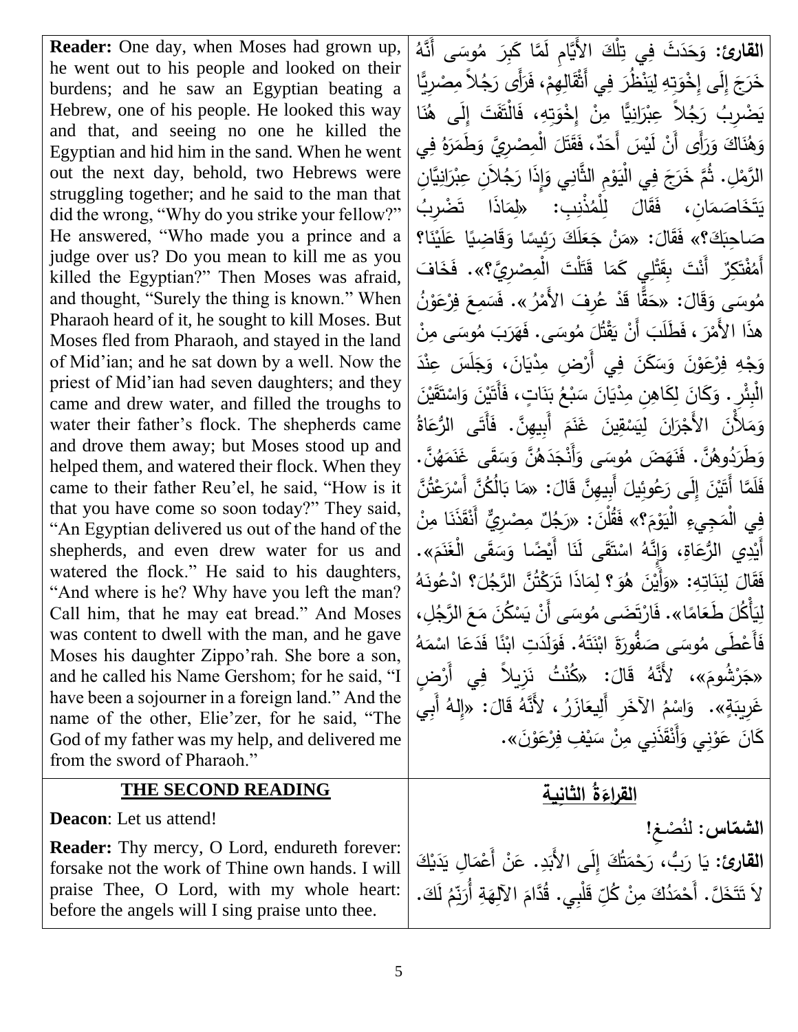**Reader:** One day, when Moses had grown up, he went out to his people and looked on their burdens; and he saw an Egyptian beating a Hebrew, one of his people. He looked this way and that, and seeing no one he killed the Egyptian and hid him in the sand. When he went out the next day, behold, two Hebrews were struggling together; and he said to the man that did the wrong, "Why do you strike your fellow?" He answered, "Who made you a prince and a judge over us? Do you mean to kill me as you killed the Egyptian?" Then Moses was afraid, and thought, "Surely the thing is known." When Pharaoh heard of it, he sought to kill Moses. But Moses fled from Pharaoh, and stayed in the land of Mid'ian; and he sat down by a well. Now the priest of Mid'ian had seven daughters; and they came and drew water, and filled the troughs to water their father's flock. The shepherds came and drove them away; but Moses stood up and helped them, and watered their flock. When they came to their father Reu'el, he said, "How is it that you have come so soon today?" They said, "An Egyptian delivered us out of the hand of the shepherds, and even drew water for us and watered the flock." He said to his daughters, "And where is he? Why have you left the man? Call him, that he may eat bread." And Moses was content to dwell with the man, and he gave Moses his daughter Zippo'rah. She bore a son, and he called his Name Gershom; for he said, "I have been a sojourner in a foreign land." And the name of the other, Elie'zer, for he said, "The God of my father was my help, and delivered me from the sword of Pharaoh."

**القارئ:** وَحَدَثَ فِي تِلْكَ الأَيَّامِ لَمَّا كَبِرَ مُوسَى أَنَّهُ خَرَجَ إِلَى إِخْوَتِهِ لِيَنْظُرَ فِي أَثْقَالِهِمْ، فَرَأَى رَجُلاً مِصْرِيًّا يَضْرِبُ رَجُلاً عِبْرَانِيًّا مِنْ إِخْوَتِهِ، فَالْتَفَتَ إِلَى هُنَا وَهُنَاكَ وَرَأَى أَنْ لَيْسَ أَحَدٌ، فَقَتَلَ الْمِصْرِيَّ وَطَمَرَهُ فِي الرَّمْلِ. ثُمَّ خَرَجَ فِي الْيَوْمِ الثَّانِي وَإِذَا رَجُلاَنِ عِبْرَانِيَّانِ يَتَخَاصَمَانِ، فَقَالَ لِلْمُذْنِبِ: «لِمَاذَا تَضْرِبُ صَاحِبَكَ؟» فَقَالَ: «مَنْ جَعَلَكَ رَئِيسًا وَقَاضِيًا عَلَيْنَا؟ أَمُفْتَكِرٌ أَنْتَ بِقَتْلِي كَمَا قَتَلْتَ الْمِصْرِيَّ؟». فَخَافَ مُوسَى وَقَالَ: «حَقًّا قَدْ عُرِفَ الأَمْرُ». فَسَمِعَ فِرْعَوْنُ هذَا الأَمْرَ، فَطَلَبَ أَنْ يَقْتُلَ مُوسَى. فَهَرَبَ مُوسَى مِنْ وَجْهِ فِرْعَوْنَ وَسَكَنَ فِي أَرْضِ مِدْيَانَ، وَجَلَسَ عِنْدَ الْبِئْرِ. وَكَانَ لِكَاهِنِ مِدْيَانَ سَبْعُ بَنَاتٍ، فَأَتَيْنَ وَاسْتَقَيْنَ وَمَلأْنَ الأَجْرَانَ لِيَسْقِينَ غَنَمَ أَبِيهِنَّ. فَأَتَى الرُّعَاةُ وَطَرَدُوهُنَّ. فَنَهَضَ مُوسَى وَأَنْجَدَهُنَّ وَسَقَى غَنَمَهُنَّ. فَلَمَّا أَتَيْنَ إِلَى رَعُوئِيلَ أَبِيهِنَّ قَالَ: «مَا بَالُكُنَّ أَسْرَعْتُنَّ فِي الْمَجِيءِ الْيَوْمَ؟» فَقُلْنَ: «رَجُلٌ مِصْرِيٌّ أَنْقَذَنَا مِنْ أَيْدِي الرُّعَاةِ، وَإِنَّهُ اسْتَقَى لَنَا أَيْضًا وَسَقَى الْغَنَمَ». فَقَالَ لِبَنَاتِهِ: «وَأَيْنَ هُوَ؟ لِمَاذَا تَرَكْتُنَّ الرَّجُلَ؟ ادْعُونَهُ لِيَأْكُلَ طَعَامًا». فَارْتَضَى مُوسَى أَنْ يَسْكُنَ مَعَ الرَّجُلِ، فَأَعْطَى مُوسَى صَفُّورَةَ ابْنَتَهُ. فَوَلَدَتِ ابْنًا فَدَعَا اسْمَهُ «جَرْشُومَ»، لأَنَّهُ قَالَ: «كُنْتُ نَزِيلاً فِي أَرْضٍ غَرِيبَةٍ». وَاسْمُ الآخَرِ أَلِيعَازَرُ، لأَنَّهُ قَالَ: «إِلهُ أَبِي كَانَ عَوْنِي وَأَنْقَذَنِي مِنْ سَيْفِ فِرْعَوْنَ».

## THE SECOND READING

## القراءةُ الثانِية

**Deacon**: Let us attend!

**Reader:** Thy mercy, O Lord, endureth forever: forsake not the work of Thine own hands. I will praise Thee, O Lord, with my whole heart: before the angels will I sing praise unto thee.

**الشمّاس: لنُصْغِ!**

**القارئ:** يَا رَبُّ، رَحْمَتُكَ إِلَى الأَبَدِ. عَنْ أَعْمَالِ يَدَيْكَ لاَ تَتَخَلَّ. أَحْمَدُكَ مِنْ كُلِّ قَلْبِي. قُدَّامَ الآلِهَةِ أُرَنِّمُ لَكَ.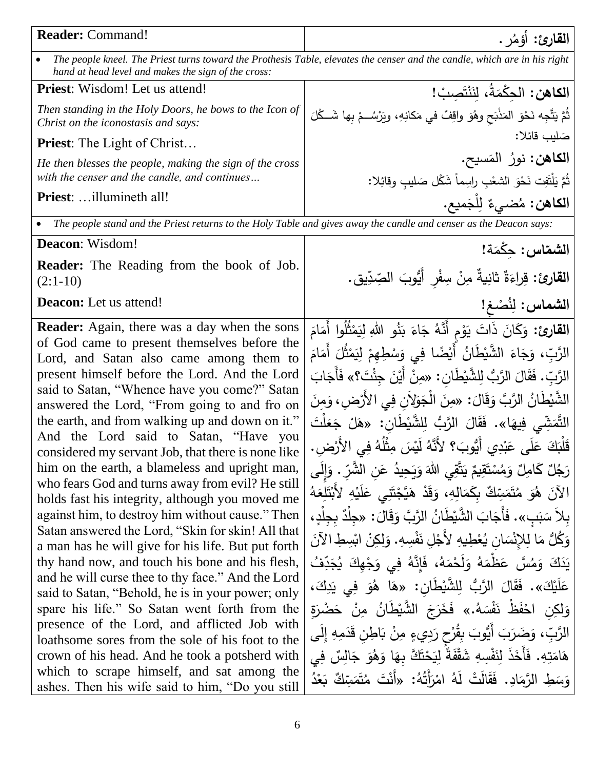| | |
|---|---|
| **Reader:** Command! | **القارئ:** أؤمُر. |
| • *The people kneel. The Priest turns toward the Prothesis Table, elevates the censer and the candle, which are in his right hand at head level and makes the sign of the cross:* | |
| **Priest**: Wisdom! Let us attend! | **الكاهن:** الحِكْمَةُ، لِنَنْتَصِبْ! |
| *Then standing in the Holy Doors, he bows to the Icon of Christ on the iconostasis and says:* | ثُمَّ يَتَّجِه نَحْوَ المَذْبَحِ وهُوَ واقِفٌ في مَكانِهِ، ويَرْسُمْ بِها شَكْلَ صَليب قائلا: |
| **Priest**: The Light of Christ… | **الكاهن:** نورُ المَسيح. |
| *He then blesses the people, making the sign of the cross with the censer and the candle, and continues…* | ثُمَّ يَلْتَفِت نَحْوَ الشعْبِ راسِماً شَكْل صَليبٍ وقائِلا: |
| **Priest**: …illumineth all! | **الكاهن:** مُضيءٌ لِلْجَميع. |
| • *The people stand and the Priest returns to the Holy Table and gives away the candle and censer as the Deacon says:* | |
| **Deacon**: Wisdom! | **الشمّاس:** حِكْمَة! |
| **Reader:** The Reading from the book of Job. (2:1-10) | **القارئ:** قِراءَةٌ ثانِيةٌ مِنْ سِفْرِ أَيُّوبَ الصِّدّيق. |
| **Deacon:** Let us attend! | **الشماس:** لِنُصْغِ! |
| **Reader:** Again, there was a day when the sons of God came to present themselves before the Lord, and Satan also came among them to present himself before the Lord. And the Lord said to Satan, "Whence have you come?" Satan answered the Lord, "From going to and fro on the earth, and from walking up and down on it." And the Lord said to Satan, "Have you considered my servant Job, that there is none like him on the earth, a blameless and upright man, who fears God and turns away from evil? He still holds fast his integrity, although you moved me against him, to destroy him without cause." Then Satan answered the Lord, "Skin for skin! All that a man has he will give for his life. But put forth thy hand now, and touch his bone and his flesh, and he will curse thee to thy face." And the Lord said to Satan, "Behold, he is in your power; only spare his life." So Satan went forth from the presence of the Lord, and afflicted Job with loathsome sores from the sole of his foot to the crown of his head. And he took a potsherd with which to scrape himself, and sat among the ashes. Then his wife said to him, "Do you still | **القارئ:** وَكَانَ ذَاتَ يَوْمٍ أَنَّهُ جَاءَ بَنُو اللهِ لِيَمْثُلُوا أَمَامَ الرَّبِّ، وَجَاءَ الشَّيْطَانُ أَيْضًا فِي وَسْطِهِمْ لِيَمْثُلَ أَمَامَ الرَّبِّ. فَقَالَ الرَّبُّ لِلشَّيْطَانِ: «مِنْ أَيْنَ جِئْتَ؟» فَأَجَابَ الشَّيْطَانُ الرَّبَّ وَقَالَ: «مِنَ الْجَوَلاَنِ فِي الأَرْضِ، وَمِنَ التَّمَشِّي فِيهَا». فَقَالَ الرَّبُّ لِلشَّيْطَانِ: «هَلْ جَعَلْتَ قَلْبَكَ عَلَى عَبْدِي أَيُّوبَ؟ لأَنَّهُ لَيْسَ مِثْلُهُ فِي الأَرْضِ. رَجُلٌ كَامِلٌ وَمُسْتَقِيمٌ يَتَّقِي اللهَ وَيَحِيدُ عَنِ الشَّرِّ. وَإِلَى الآنَ هُوَ مُتَمَسِّكٌ بِكَمَالِهِ، وَقَدْ هَيَّجْتَنِي عَلَيْهِ لأَبْتَلِعَهُ بِلاَ سَبَبٍ». فَأَجَابَ الشَّيْطَانُ الرَّبَّ وَقَالَ: «جِلْدٌ بِجِلْدٍ، وَكُلُّ مَا لِلإِنْسَانِ يُعْطِيهِ لأَجْلِ نَفْسِهِ. وَلكِنِ ابْسِطِ الآنَ يَدَكَ وَمُسَّ عَظْمَهُ وَلَحْمَهُ، فَإِنَّهُ فِي وَجْهِكَ يُجَدِّفُ عَلَيْكَ». فَقَالَ الرَّبُّ لِلشَّيْطَانِ: «هَا هُوَ فِي يَدِكَ، وَلكِنِ احْفَظْ نَفْسَهُ.» فَخَرَجَ الشَّيْطَانُ مِنْ حَضْرَةِ الرَّبِّ، وَضَرَبَ أَيُّوبَ بِقُرْحٍ رَدِيءٍ مِنْ بَاطِنِ قَدَمِهِ إِلَى هَامَتِهِ. فَأَخَذَ لِنَفْسِهِ شَقْفَةً لِيَحْتَكَّ بِهَا وَهُوَ جَالِسٌ فِي وَسَطِ الرَّمَادِ. فَقَالَتْ لَهُ امْرَأَتُهُ: «أَنْتَ مُتَمَسِّكٌ بَعْدُ |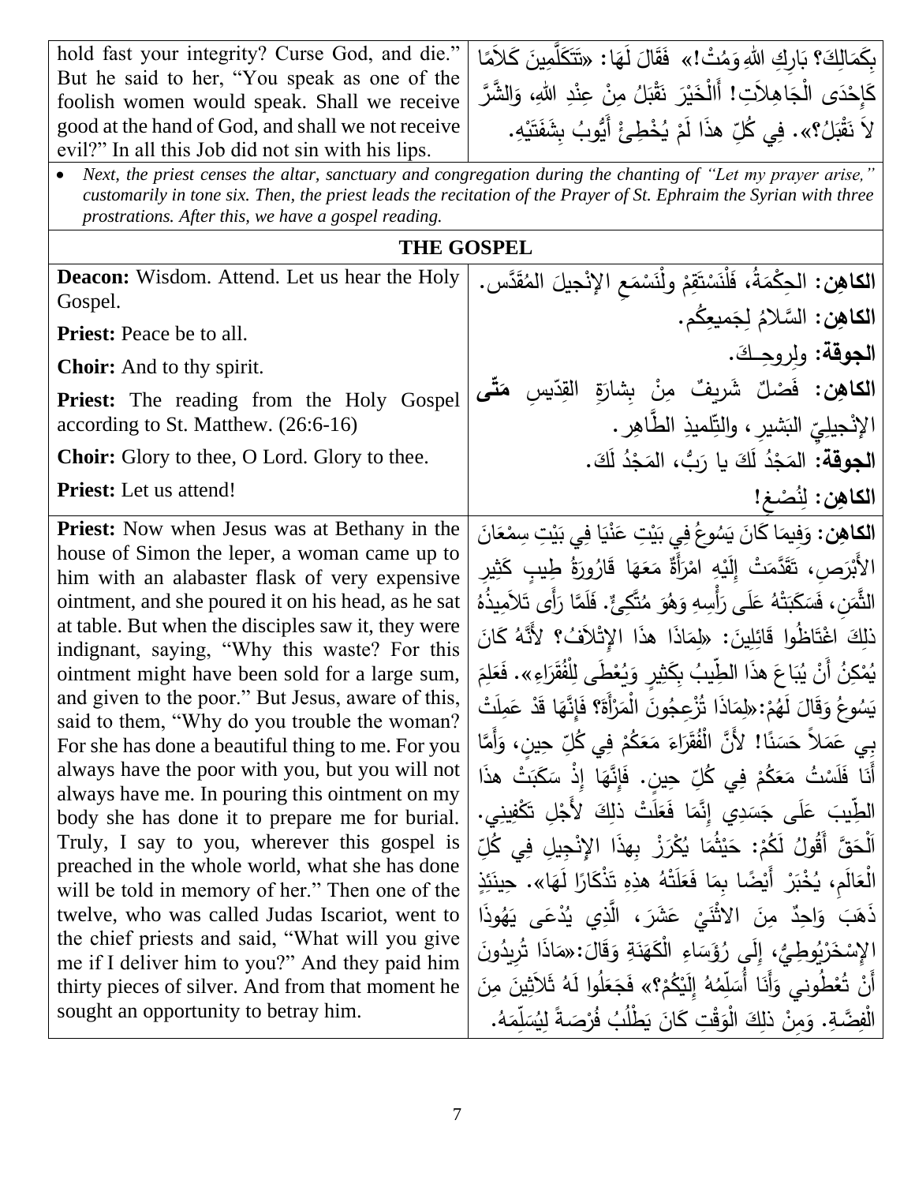| | |
|---|---|
| hold fast your integrity? Curse God, and die." But he said to her, "You speak as one of the foolish women would speak. Shall we receive good at the hand of God, and shall we not receive evil?" In all this Job did not sin with his lips. | بِكَمَالِكَ؟ بَارِكِ اللهِ وَمُتْ!» فَقَالَ لَهَا: «تَتَكَلَّمِينَ كَلاَمًا كَإِحْدَى الْجَاهِلاَتِ! أَالْخَيْرَ نَقْبَلُ مِنْ عِنْدِ اللهِ، وَالشَّرَّ لاَ نَقْبَلُ؟». فِي كُلِّ هذَا لَمْ يُخْطِئْ أَيُّوبُ بِشَفَتَيْهِ. |

- *Next, the priest censes the altar, sanctuary and congregation during the chanting of "Let my prayer arise," customarily in tone six. Then, the priest leads the recitation of the Prayer of St. Ephraim the Syrian with three prostrations. After this, we have a gospel reading.*

## THE GOSPEL

| | |
|---|---|
| **Deacon:** Wisdom. Attend. Let us hear the Holy Gospel. | **الكاهن:** الحِكْمَةُ، فَلْنَسْتَقِمْ ولْنَسْمَعِ الإنْجيلَ المُقَدَّس. |
| **Priest:** Peace be to all. | **الكاهن:** السَّلامُ لِجَميعِكُم. |
| **Choir:** And to thy spirit. | **الجوقة:** ولِروحِـكَ. |
| **Priest:** The reading from the Holy Gospel according to St. Matthew. (26:6-16) | **الكاهن:** فَصْلٌ شَريفٌ مِنْ بِشارَةِ القِدّيسِ **مَتّى** الإنْجيلِيّ البَشيرِ، والتِّلْميذِ الطَّاهِر. |
| **Choir:** Glory to thee, O Lord. Glory to thee. | **الجوقة:** المَجْدُ لَكَ يا رَبُّ، المَجْدُ لَكَ. |
| **Priest:** Let us attend! | **الكاهن:** لِنُصْغِ! |
| **Priest:** Now when Jesus was at Bethany in the house of Simon the leper, a woman came up to him with an alabaster flask of very expensive ointment, and she poured it on his head, as he sat at table. But when the disciples saw it, they were indignant, saying, "Why this waste? For this ointment might have been sold for a large sum, and given to the poor." But Jesus, aware of this, said to them, "Why do you trouble the woman? For she has done a beautiful thing to me. For you always have the poor with you, but you will not always have me. In pouring this ointment on my body she has done it to prepare me for burial. Truly, I say to you, wherever this gospel is preached in the whole world, what she has done will be told in memory of her." Then one of the twelve, who was called Judas Iscariot, went to the chief priests and said, "What will you give me if I deliver him to you?" And they paid him thirty pieces of silver. And from that moment he sought an opportunity to betray him. | **الكاهن:** وَفِيمَا كَانَ يَسُوعُ فِي بَيْتِ عَنْيَا فِي بَيْتِ سِمْعَانَ الأَبْرَصِ، تَقَدَّمَتْ إِلَيْهِ امْرَأَةٌ مَعَهَا قَارُورَةُ طِيبٍ كَثِيرِ الثَّمَنِ، فَسَكَبَتْهُ عَلَى رَأْسِهِ وَهُوَ مُتَّكِئٌ. فَلَمَّا رَأَى تَلاَمِيذُهُ ذلِكَ اغْتَاظُوا قَائِلِينَ: «لِمَاذَا هذَا الإِتْلاَفُ؟ لأَنَّهُ كَانَ يُمْكِنُ أَنْ يُبَاعَ هذَا الطِّيبُ بِكَثِيرٍ وَيُعْطَى لِلْفُقَرَاءِ». فَعَلِمَ يَسُوعُ وَقَالَ لَهُمْ: «لِمَاذَا تُزْعِجُونَ الْمَرْأَةَ؟ فَإِنَّهَا قَدْ عَمِلَتْ بِي عَمَلاً حَسَنًا! لأَنَّ الْفُقَرَاءَ مَعَكُمْ فِي كُلِّ حِينٍ، وَأَمَّا أَنَا فَلَسْتُ مَعَكُمْ فِي كُلِّ حِينٍ. فَإِنَّهَا إِذْ سَكَبَتْ هذَا الطِّيبَ عَلَى جَسَدِي إِنَّمَا فَعَلَتْ ذلِكَ لأَجْلِ تَكْفِينِي. اَلْحَقَّ أَقُولُ لَكُمْ: حَيْثُمَا يُكْرَزْ بِهذَا الإِنْجِيلِ فِي كُلِّ الْعَالَمِ، يُخْبَرْ أَيْضًا بِمَا فَعَلَتْهُ هذِهِ تَذْكَارًا لَهَا». حِينَئِذٍ ذَهَبَ وَاحِدٌ مِنَ الاثْنَيْ عَشَرَ، الَّذِي يُدْعَى يَهُوذَا الإِسْخَرْيُوطِيُّ، إِلَى رُؤَسَاءِ الْكَهَنَةِ وَقَالَ:«مَاذَا تُرِيدُونَ أَنْ تُعْطُونِي وَأَنَا أُسَلِّمُهُ إِلَيْكُمْ؟» فَجَعَلُوا لَهُ ثَلاَثِينَ مِنَ الْفِضَّةِ. وَمِنْ ذلِكَ الْوَقْتِ كَانَ يَطْلُبُ فُرْصَةً لِيُسَلِّمَهُ. |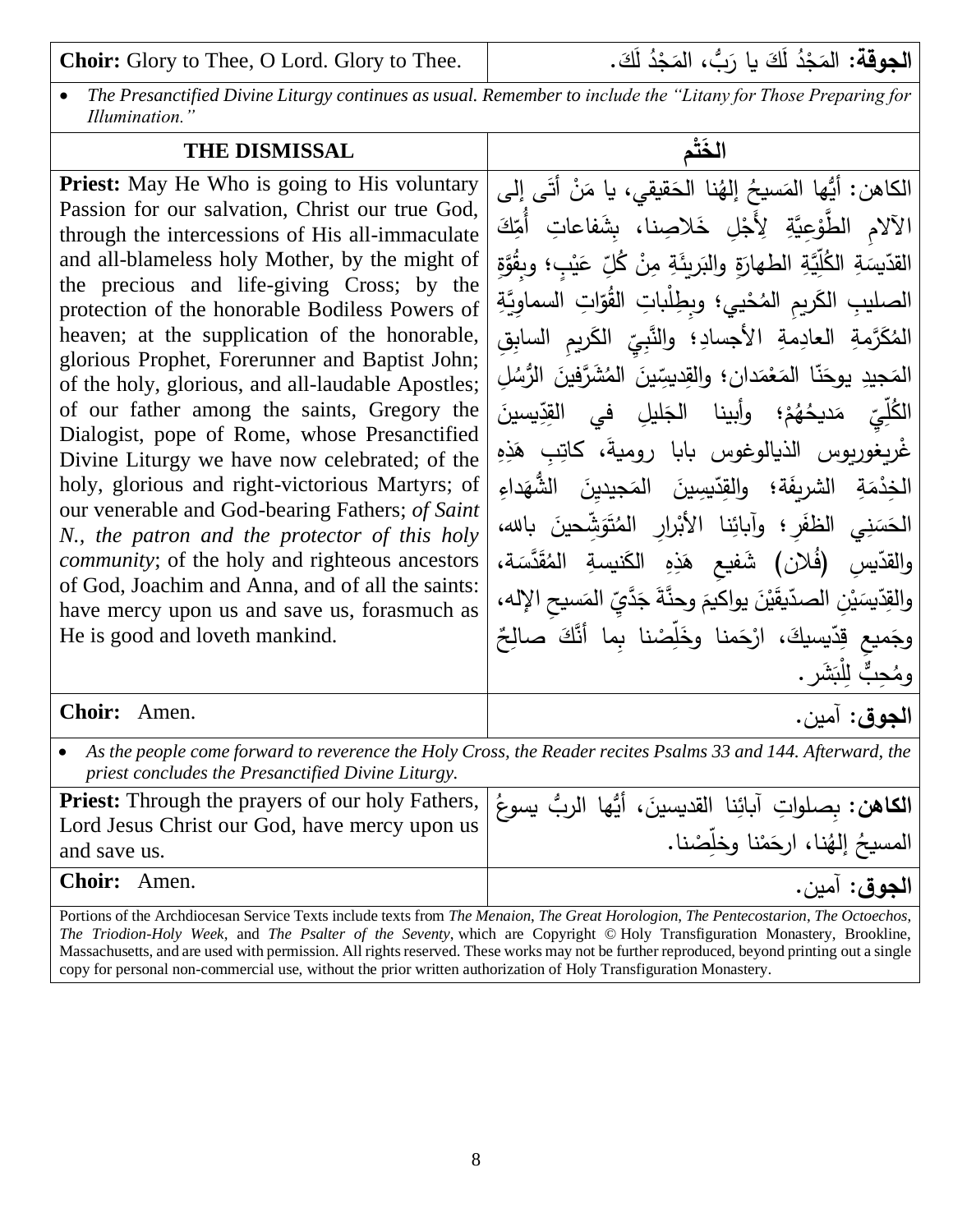| | |
|---|---|
| **Choir:** Glory to Thee, O Lord. Glory to Thee. | **الجوقة:** المَجْدُ لَكَ يا رَبُّ، المَجْدُ لَكَ. |

- *The Presanctified Divine Liturgy continues as usual. Remember to include the "Litany for Those Preparing for Illumination."*

| THE DISMISSAL | الخَتْم |
|---|---|
| **Priest:** May He Who is going to His voluntary Passion for our salvation, Christ our true God, through the intercessions of His all-immaculate and all-blameless holy Mother, by the might of the precious and life-giving Cross; by the protection of the honorable Bodiless Powers of heaven; at the supplication of the honorable, glorious Prophet, Forerunner and Baptist John; of the holy, glorious, and all-laudable Apostles; of our father among the saints, Gregory the Dialogist, pope of Rome, whose Presanctified Divine Liturgy we have now celebrated; of the holy, glorious and right-victorious Martyrs; of our venerable and God-bearing Fathers; *of Saint N., the patron and the protector of this holy community*; of the holy and righteous ancestors of God, Joachim and Anna, and of all the saints: have mercy upon us and save us, forasmuch as He is good and loveth mankind. | الكاهن: أَيُّها المَسيحُ إلهُنا الحَقيقي، يا مَنْ أَتَى إلى الآلامِ الطَّوْعِيَّةِ لِأَجْلِ خَلاصِنا، بِشَفاعاتِ أُمِّكَ القدّيسَةِ الكُلِّيَّةِ الطهارَةِ والبَريئَةِ مِنْ كُلِّ عَيْبٍ؛ وبِقُوَّةِ الصليبِ الكَريمِ المُحْيي؛ وبِطِلْباتِ القُوّاتِ السماوِيَّةِ المُكَرَّمَةِ العادِمةِ الأجسادِ؛ والنَّبِيِّ الكَريمِ السابِقِ المَجيدِ يوحَنّا المَعْمَدان؛ والقِديسِّينَ المُشَرَّفينَ الرُّسُلِ الكُلِّيِّ مَديحُهُمْ؛ وأبينا الجَليلِ في القِدِّيسينَ غْريغوريوس الذيالوغوس بابا روميةَ، كاتِبِ هَذِهِ الخِدْمَةِ الشريفَة؛ والقِدّيسينَ المَجيدينَ الشُّهَداءِ الحَسَنِي الظفَرِ؛ وآبائِنا الأبْرارِ المُتَوَشِّحينَ بالله، والقدّيسِ (فُلان) شَفيعِ هَذِهِ الكَنيسةِ المُقَدَّسَة، والقِدّيسَيْنِ الصدّيقَيْنَ يواكيمَ وحنَّةَ جَدَّيِّ المَسيحِ الإله، وجَميعِ قِدّيسيكَ، ارْحَمنا وخَلِّصْنا بِما أَنَّكَ صالِحٌ ومُحِبٌّ لِلْبَشَر. |
| **Choir:** Amen. | **الجوق:** آمين. |

- *As the people come forward to reverence the Holy Cross, the Reader recites Psalms 33 and 144. Afterward, the priest concludes the Presanctified Divine Liturgy.*

| | |
|---|---|
| **Priest:** Through the prayers of our holy Fathers, Lord Jesus Christ our God, have mercy upon us and save us. | **الكاهن:** بِصلواتِ آبائِنا القديسينَ، أيُّها الربُّ يسوعُ المسيحُ إلهُنا، ارحَمْنا وخلِّصْنا. |
| **Choir:** Amen. | **الجوق:** آمين. |

Portions of the Archdiocesan Service Texts include texts from *The Menaion*, *The Great Horologion*, *The Pentecostarion*, *The Octoechos*, *The Triodion-Holy Week*, and *The Psalter of the Seventy*, which are Copyright © Holy Transfiguration Monastery, Brookline, Massachusetts, and are used with permission. All rights reserved. These works may not be further reproduced, beyond printing out a single copy for personal non-commercial use, without the prior written authorization of Holy Transfiguration Monastery.